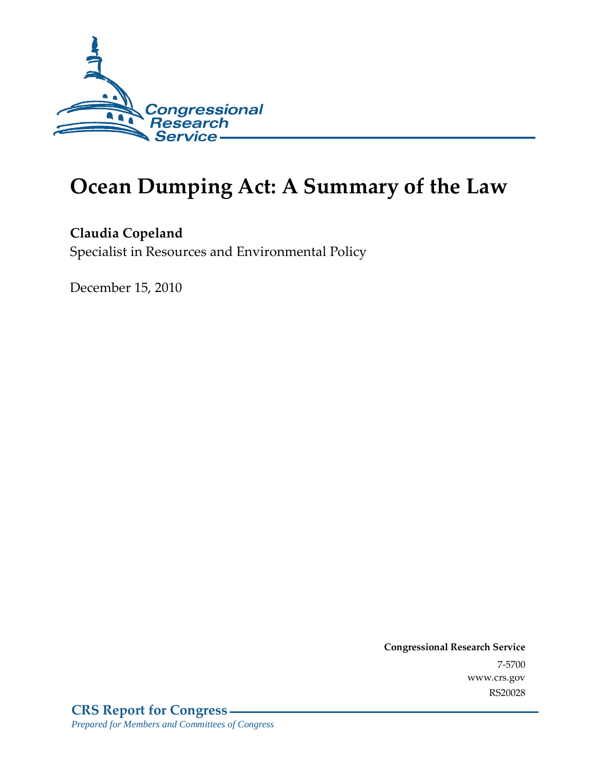Congressional Research Service

# Ocean Dumping Act: A Summary of the Law

**Claudia Copeland**
Specialist in Resources and Environmental Policy

December 15, 2010

**Congressional Research Service**
7-5700
www.crs.gov
RS20028

**CRS Report for Congress**
*Prepared for Members and Committees of Congress*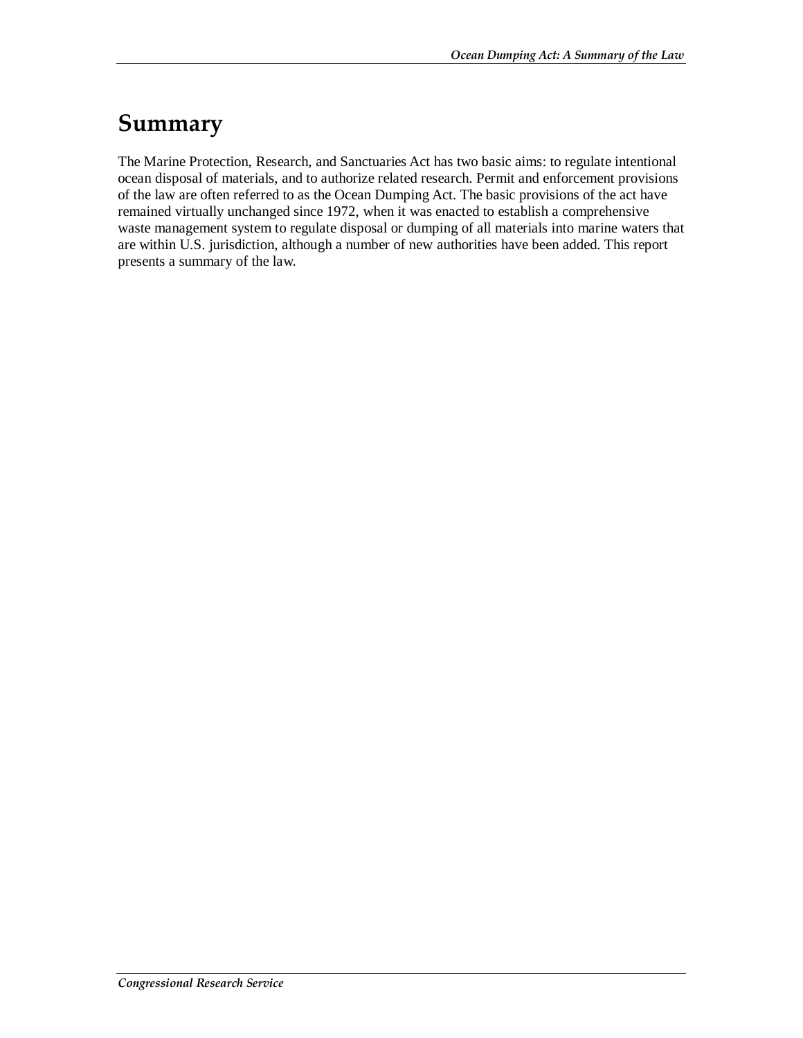# Summary

The Marine Protection, Research, and Sanctuaries Act has two basic aims: to regulate intentional ocean disposal of materials, and to authorize related research. Permit and enforcement provisions of the law are often referred to as the Ocean Dumping Act. The basic provisions of the act have remained virtually unchanged since 1972, when it was enacted to establish a comprehensive waste management system to regulate disposal or dumping of all materials into marine waters that are within U.S. jurisdiction, although a number of new authorities have been added. This report presents a summary of the law.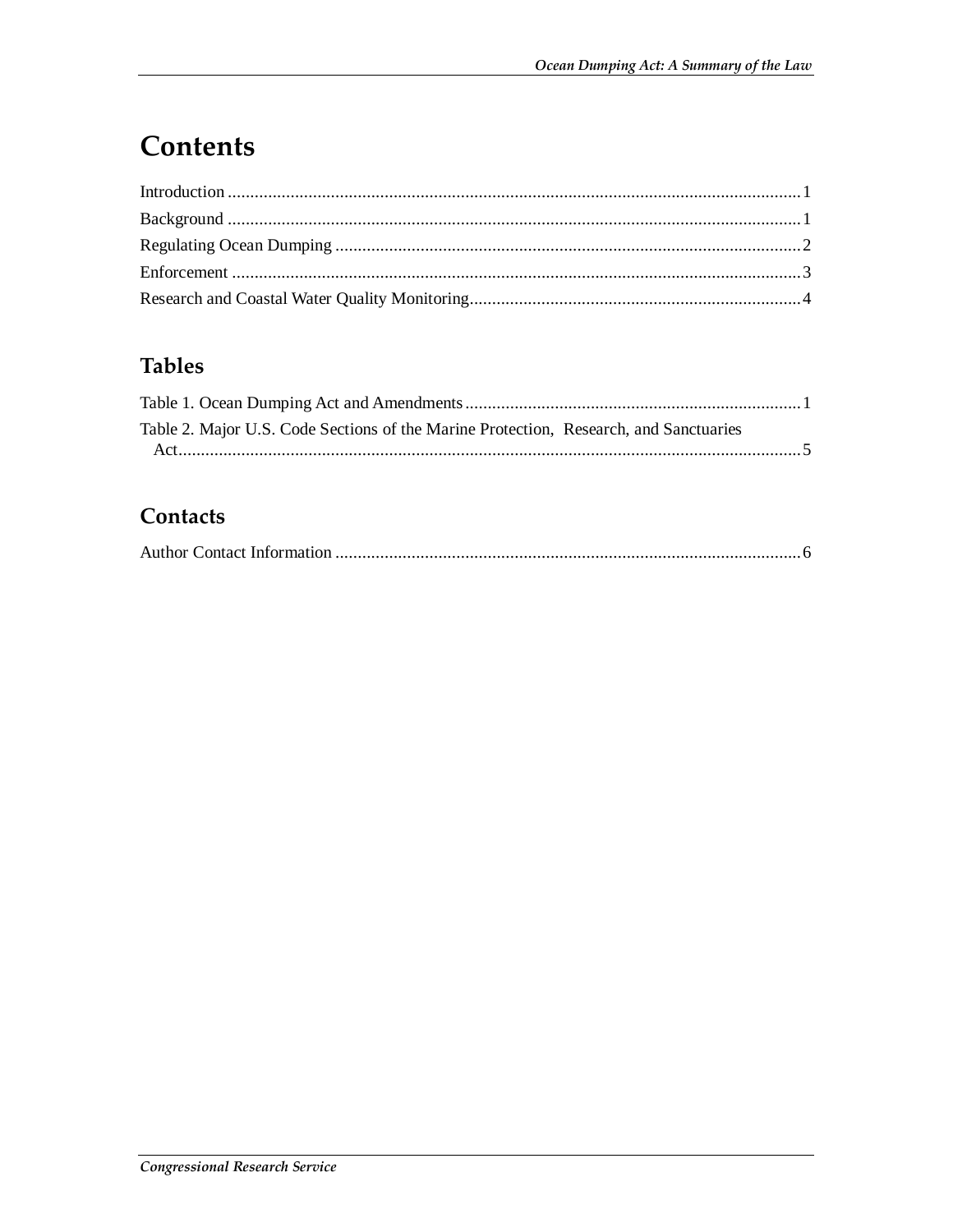# Contents

Introduction ....................................................................................................................... 1
Background ......................................................................................................................... 1
Regulating Ocean Dumping ................................................................................................ 2
Enforcement ........................................................................................................................ 3
Research and Coastal Water Quality Monitoring ................................................................. 4

## Tables

Table 1. Ocean Dumping Act and Amendments ................................................................... 1
Table 2. Major U.S. Code Sections of the Marine Protection, Research, and Sanctuaries Act ....................................................................................................................................... 5

## Contacts

Author Contact Information ................................................................................................. 6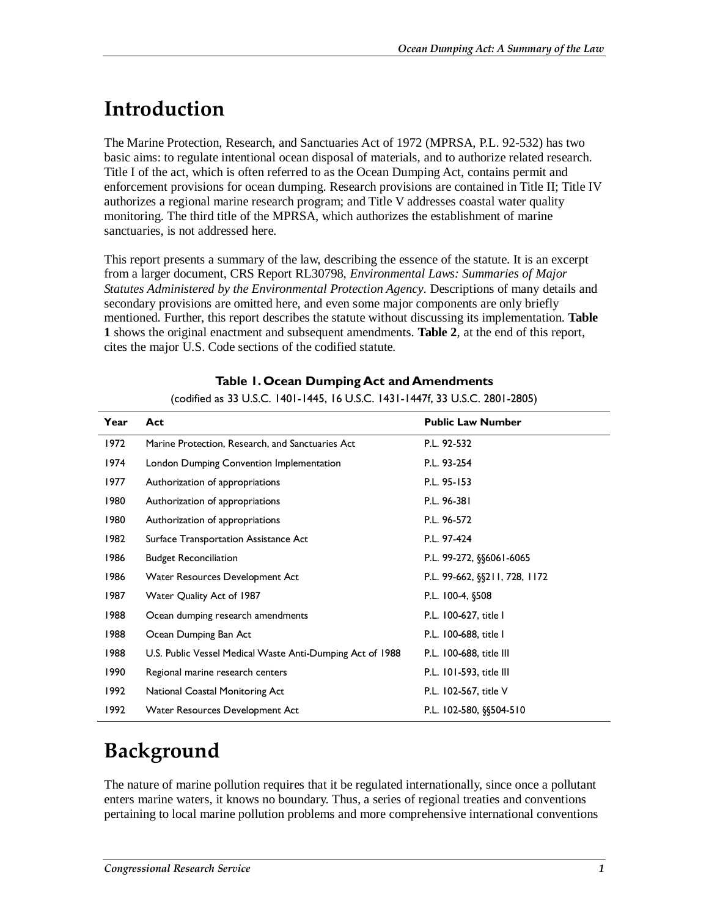# Introduction

The Marine Protection, Research, and Sanctuaries Act of 1972 (MPRSA, P.L. 92-532) has two basic aims: to regulate intentional ocean disposal of materials, and to authorize related research. Title I of the act, which is often referred to as the Ocean Dumping Act, contains permit and enforcement provisions for ocean dumping. Research provisions are contained in Title II; Title IV authorizes a regional marine research program; and Title V addresses coastal water quality monitoring. The third title of the MPRSA, which authorizes the establishment of marine sanctuaries, is not addressed here.

This report presents a summary of the law, describing the essence of the statute. It is an excerpt from a larger document, CRS Report RL30798, *Environmental Laws: Summaries of Major Statutes Administered by the Environmental Protection Agency*. Descriptions of many details and secondary provisions are omitted here, and even some major components are only briefly mentioned. Further, this report describes the statute without discussing its implementation. **Table 1** shows the original enactment and subsequent amendments. **Table 2**, at the end of this report, cites the major U.S. Code sections of the codified statute.

**Table 1. Ocean Dumping Act and Amendments**

(codified as 33 U.S.C. 1401-1445, 16 U.S.C. 1431-1447f, 33 U.S.C. 2801-2805)

| Year | Act | Public Law Number |
|---|---|---|
| 1972 | Marine Protection, Research, and Sanctuaries Act | P.L. 92-532 |
| 1974 | London Dumping Convention Implementation | P.L. 93-254 |
| 1977 | Authorization of appropriations | P.L. 95-153 |
| 1980 | Authorization of appropriations | P.L. 96-381 |
| 1980 | Authorization of appropriations | P.L. 96-572 |
| 1982 | Surface Transportation Assistance Act | P.L. 97-424 |
| 1986 | Budget Reconciliation | P.L. 99-272, §§6061-6065 |
| 1986 | Water Resources Development Act | P.L. 99-662, §§211, 728, 1172 |
| 1987 | Water Quality Act of 1987 | P.L. 100-4, §508 |
| 1988 | Ocean dumping research amendments | P.L. 100-627, title I |
| 1988 | Ocean Dumping Ban Act | P.L. 100-688, title I |
| 1988 | U.S. Public Vessel Medical Waste Anti-Dumping Act of 1988 | P.L. 100-688, title III |
| 1990 | Regional marine research centers | P.L. 101-593, title III |
| 1992 | National Coastal Monitoring Act | P.L. 102-567, title V |
| 1992 | Water Resources Development Act | P.L. 102-580, §§504-510 |

# Background

The nature of marine pollution requires that it be regulated internationally, since once a pollutant enters marine waters, it knows no boundary. Thus, a series of regional treaties and conventions pertaining to local marine pollution problems and more comprehensive international conventions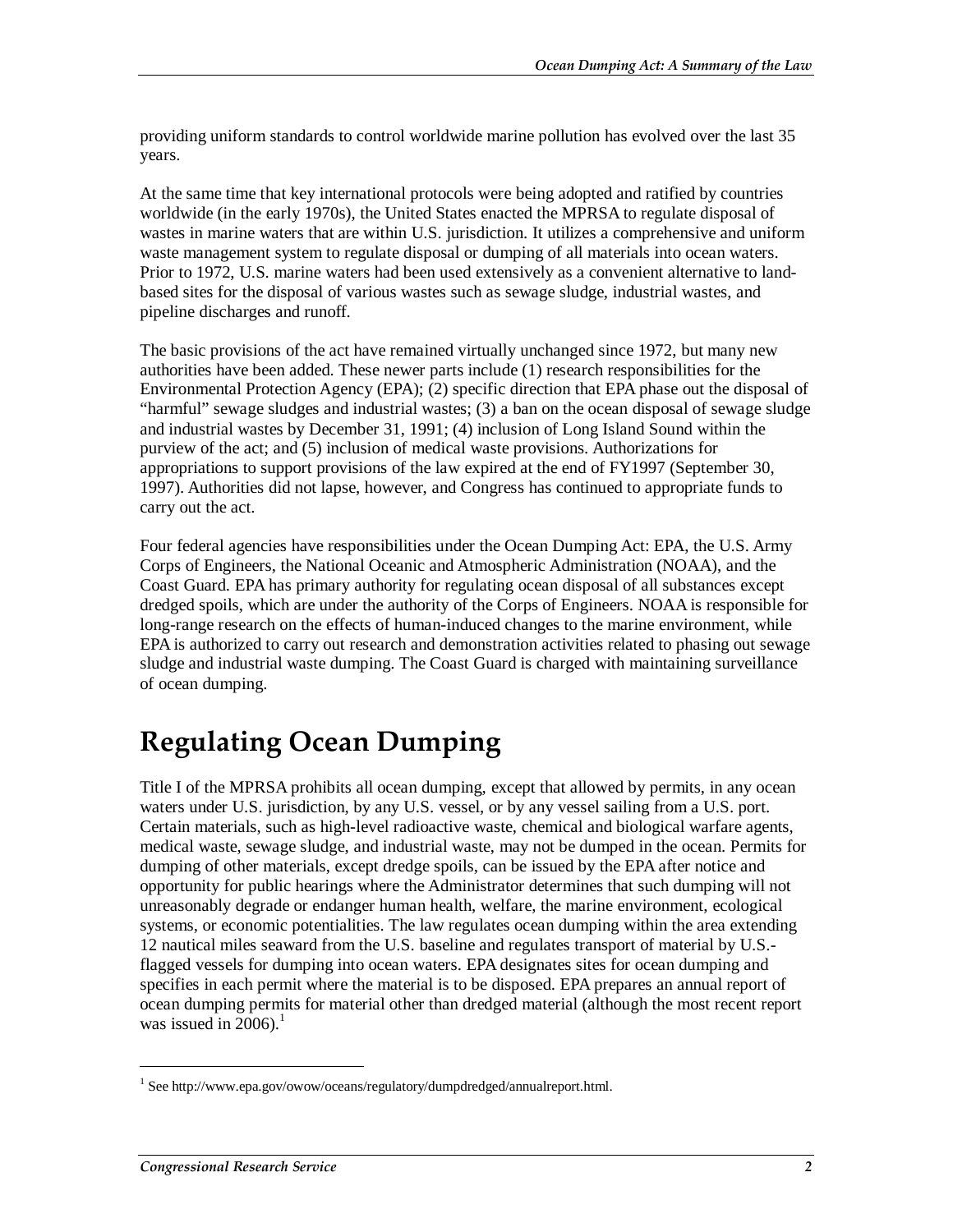providing uniform standards to control worldwide marine pollution has evolved over the last 35 years.

At the same time that key international protocols were being adopted and ratified by countries worldwide (in the early 1970s), the United States enacted the MPRSA to regulate disposal of wastes in marine waters that are within U.S. jurisdiction. It utilizes a comprehensive and uniform waste management system to regulate disposal or dumping of all materials into ocean waters. Prior to 1972, U.S. marine waters had been used extensively as a convenient alternative to land-based sites for the disposal of various wastes such as sewage sludge, industrial wastes, and pipeline discharges and runoff.

The basic provisions of the act have remained virtually unchanged since 1972, but many new authorities have been added. These newer parts include (1) research responsibilities for the Environmental Protection Agency (EPA); (2) specific direction that EPA phase out the disposal of "harmful" sewage sludges and industrial wastes; (3) a ban on the ocean disposal of sewage sludge and industrial wastes by December 31, 1991; (4) inclusion of Long Island Sound within the purview of the act; and (5) inclusion of medical waste provisions. Authorizations for appropriations to support provisions of the law expired at the end of FY1997 (September 30, 1997). Authorities did not lapse, however, and Congress has continued to appropriate funds to carry out the act.

Four federal agencies have responsibilities under the Ocean Dumping Act: EPA, the U.S. Army Corps of Engineers, the National Oceanic and Atmospheric Administration (NOAA), and the Coast Guard. EPA has primary authority for regulating ocean disposal of all substances except dredged spoils, which are under the authority of the Corps of Engineers. NOAA is responsible for long-range research on the effects of human-induced changes to the marine environment, while EPA is authorized to carry out research and demonstration activities related to phasing out sewage sludge and industrial waste dumping. The Coast Guard is charged with maintaining surveillance of ocean dumping.

# Regulating Ocean Dumping

Title I of the MPRSA prohibits all ocean dumping, except that allowed by permits, in any ocean waters under U.S. jurisdiction, by any U.S. vessel, or by any vessel sailing from a U.S. port. Certain materials, such as high-level radioactive waste, chemical and biological warfare agents, medical waste, sewage sludge, and industrial waste, may not be dumped in the ocean. Permits for dumping of other materials, except dredge spoils, can be issued by the EPA after notice and opportunity for public hearings where the Administrator determines that such dumping will not unreasonably degrade or endanger human health, welfare, the marine environment, ecological systems, or economic potentialities. The law regulates ocean dumping within the area extending 12 nautical miles seaward from the U.S. baseline and regulates transport of material by U.S.-flagged vessels for dumping into ocean waters. EPA designates sites for ocean dumping and specifies in each permit where the material is to be disposed. EPA prepares an annual report of ocean dumping permits for material other than dredged material (although the most recent report was issued in 2006).[1]

[1] See http://www.epa.gov/owow/oceans/regulatory/dumpdredged/annualreport.html.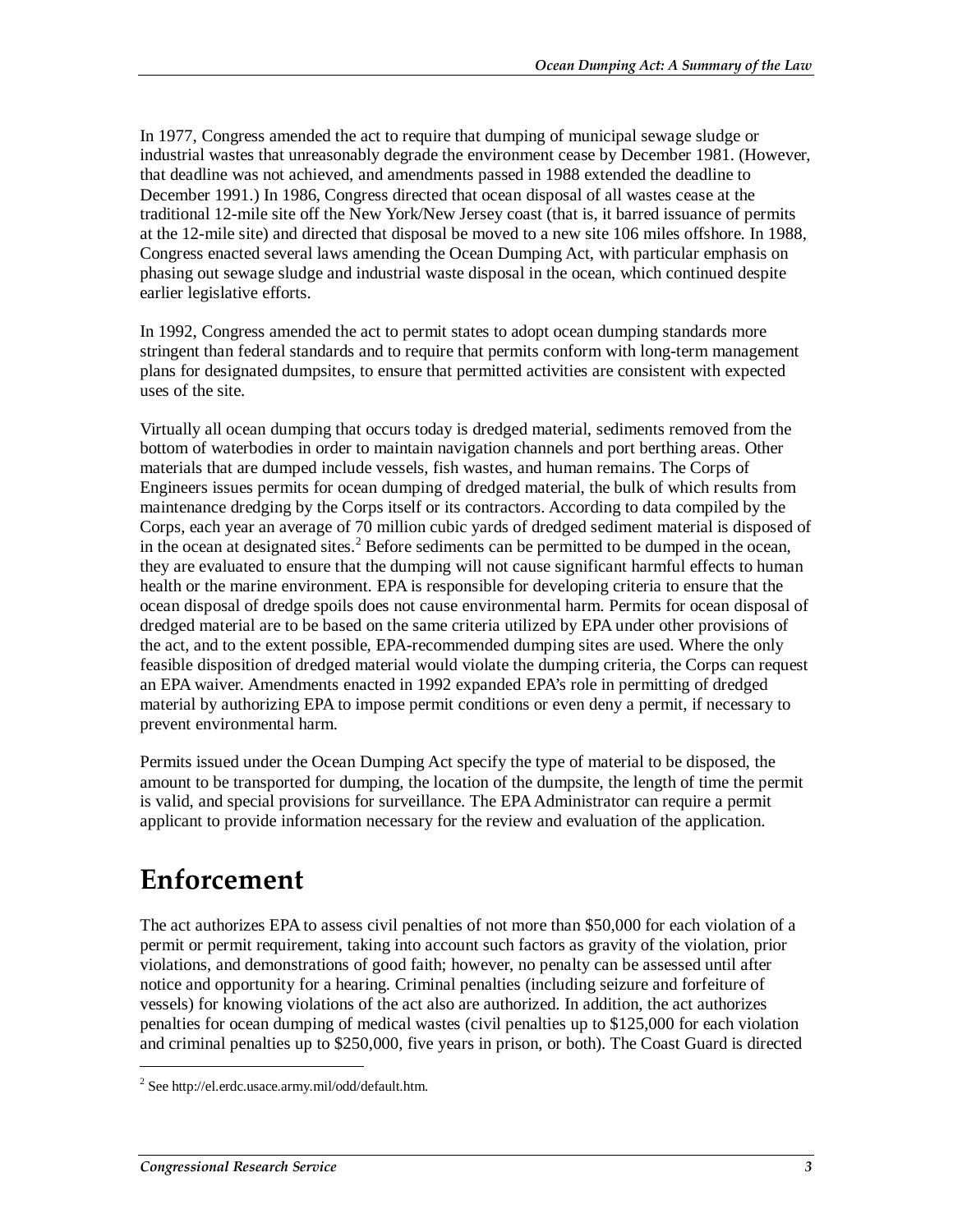In 1977, Congress amended the act to require that dumping of municipal sewage sludge or industrial wastes that unreasonably degrade the environment cease by December 1981. (However, that deadline was not achieved, and amendments passed in 1988 extended the deadline to December 1991.) In 1986, Congress directed that ocean disposal of all wastes cease at the traditional 12-mile site off the New York/New Jersey coast (that is, it barred issuance of permits at the 12-mile site) and directed that disposal be moved to a new site 106 miles offshore. In 1988, Congress enacted several laws amending the Ocean Dumping Act, with particular emphasis on phasing out sewage sludge and industrial waste disposal in the ocean, which continued despite earlier legislative efforts.

In 1992, Congress amended the act to permit states to adopt ocean dumping standards more stringent than federal standards and to require that permits conform with long-term management plans for designated dumpsites, to ensure that permitted activities are consistent with expected uses of the site.

Virtually all ocean dumping that occurs today is dredged material, sediments removed from the bottom of waterbodies in order to maintain navigation channels and port berthing areas. Other materials that are dumped include vessels, fish wastes, and human remains. The Corps of Engineers issues permits for ocean dumping of dredged material, the bulk of which results from maintenance dredging by the Corps itself or its contractors. According to data compiled by the Corps, each year an average of 70 million cubic yards of dredged sediment material is disposed of in the ocean at designated sites.[2] Before sediments can be permitted to be dumped in the ocean, they are evaluated to ensure that the dumping will not cause significant harmful effects to human health or the marine environment. EPA is responsible for developing criteria to ensure that the ocean disposal of dredge spoils does not cause environmental harm. Permits for ocean disposal of dredged material are to be based on the same criteria utilized by EPA under other provisions of the act, and to the extent possible, EPA-recommended dumping sites are used. Where the only feasible disposition of dredged material would violate the dumping criteria, the Corps can request an EPA waiver. Amendments enacted in 1992 expanded EPA's role in permitting of dredged material by authorizing EPA to impose permit conditions or even deny a permit, if necessary to prevent environmental harm.

Permits issued under the Ocean Dumping Act specify the type of material to be disposed, the amount to be transported for dumping, the location of the dumpsite, the length of time the permit is valid, and special provisions for surveillance. The EPA Administrator can require a permit applicant to provide information necessary for the review and evaluation of the application.

# Enforcement

The act authorizes EPA to assess civil penalties of not more than $50,000 for each violation of a permit or permit requirement, taking into account such factors as gravity of the violation, prior violations, and demonstrations of good faith; however, no penalty can be assessed until after notice and opportunity for a hearing. Criminal penalties (including seizure and forfeiture of vessels) for knowing violations of the act also are authorized. In addition, the act authorizes penalties for ocean dumping of medical wastes (civil penalties up to $125,000 for each violation and criminal penalties up to $250,000, five years in prison, or both). The Coast Guard is directed

[2] See http://el.erdc.usace.army.mil/odd/default.htm.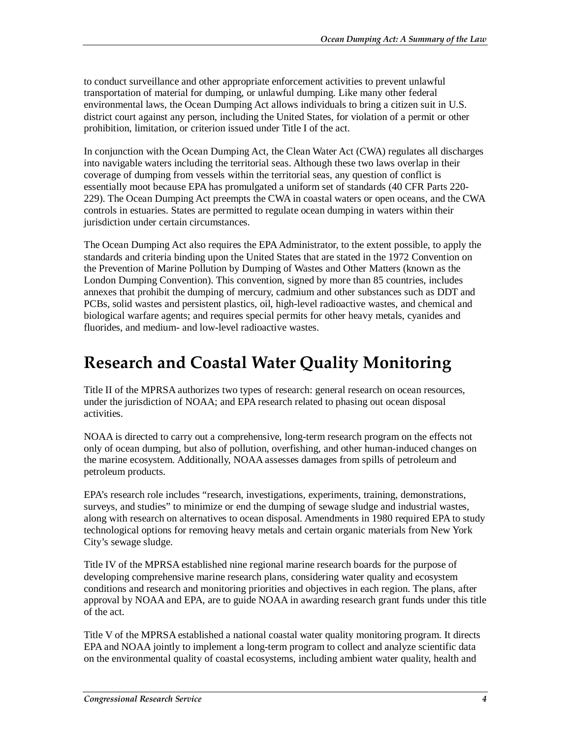to conduct surveillance and other appropriate enforcement activities to prevent unlawful transportation of material for dumping, or unlawful dumping. Like many other federal environmental laws, the Ocean Dumping Act allows individuals to bring a citizen suit in U.S. district court against any person, including the United States, for violation of a permit or other prohibition, limitation, or criterion issued under Title I of the act.

In conjunction with the Ocean Dumping Act, the Clean Water Act (CWA) regulates all discharges into navigable waters including the territorial seas. Although these two laws overlap in their coverage of dumping from vessels within the territorial seas, any question of conflict is essentially moot because EPA has promulgated a uniform set of standards (40 CFR Parts 220-229). The Ocean Dumping Act preempts the CWA in coastal waters or open oceans, and the CWA controls in estuaries. States are permitted to regulate ocean dumping in waters within their jurisdiction under certain circumstances.

The Ocean Dumping Act also requires the EPA Administrator, to the extent possible, to apply the standards and criteria binding upon the United States that are stated in the 1972 Convention on the Prevention of Marine Pollution by Dumping of Wastes and Other Matters (known as the London Dumping Convention). This convention, signed by more than 85 countries, includes annexes that prohibit the dumping of mercury, cadmium and other substances such as DDT and PCBs, solid wastes and persistent plastics, oil, high-level radioactive wastes, and chemical and biological warfare agents; and requires special permits for other heavy metals, cyanides and fluorides, and medium- and low-level radioactive wastes.

# Research and Coastal Water Quality Monitoring

Title II of the MPRSA authorizes two types of research: general research on ocean resources, under the jurisdiction of NOAA; and EPA research related to phasing out ocean disposal activities.

NOAA is directed to carry out a comprehensive, long-term research program on the effects not only of ocean dumping, but also of pollution, overfishing, and other human-induced changes on the marine ecosystem. Additionally, NOAA assesses damages from spills of petroleum and petroleum products.

EPA's research role includes "research, investigations, experiments, training, demonstrations, surveys, and studies" to minimize or end the dumping of sewage sludge and industrial wastes, along with research on alternatives to ocean disposal. Amendments in 1980 required EPA to study technological options for removing heavy metals and certain organic materials from New York City's sewage sludge.

Title IV of the MPRSA established nine regional marine research boards for the purpose of developing comprehensive marine research plans, considering water quality and ecosystem conditions and research and monitoring priorities and objectives in each region. The plans, after approval by NOAA and EPA, are to guide NOAA in awarding research grant funds under this title of the act.

Title V of the MPRSA established a national coastal water quality monitoring program. It directs EPA and NOAA jointly to implement a long-term program to collect and analyze scientific data on the environmental quality of coastal ecosystems, including ambient water quality, health and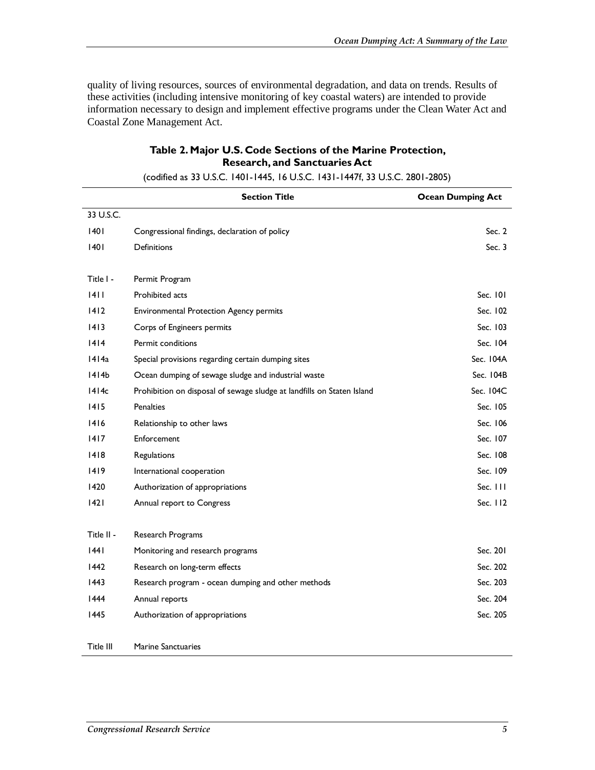quality of living resources, sources of environmental degradation, and data on trends. Results of these activities (including intensive monitoring of key coastal waters) are intended to provide information necessary to design and implement effective programs under the Clean Water Act and Coastal Zone Management Act.

**Table 2. Major U.S. Code Sections of the Marine Protection, Research, and Sanctuaries Act**

(codified as 33 U.S.C. 1401-1445, 16 U.S.C. 1431-1447f, 33 U.S.C. 2801-2805)

| | Section Title | Ocean Dumping Act |
|---|---|---|
| 33 U.S.C. | | |
| 1401 | Congressional findings, declaration of policy | Sec. 2 |
| 1401 | Definitions | Sec. 3 |
| | | |
| Title I - | Permit Program | |
| 1411 | Prohibited acts | Sec. 101 |
| 1412 | Environmental Protection Agency permits | Sec. 102 |
| 1413 | Corps of Engineers permits | Sec. 103 |
| 1414 | Permit conditions | Sec. 104 |
| 1414a | Special provisions regarding certain dumping sites | Sec. 104A |
| 1414b | Ocean dumping of sewage sludge and industrial waste | Sec. 104B |
| 1414c | Prohibition on disposal of sewage sludge at landfills on Staten Island | Sec. 104C |
| 1415 | Penalties | Sec. 105 |
| 1416 | Relationship to other laws | Sec. 106 |
| 1417 | Enforcement | Sec. 107 |
| 1418 | Regulations | Sec. 108 |
| 1419 | International cooperation | Sec. 109 |
| 1420 | Authorization of appropriations | Sec. 111 |
| 1421 | Annual report to Congress | Sec. 112 |
| | | |
| Title II - | Research Programs | |
| 1441 | Monitoring and research programs | Sec. 201 |
| 1442 | Research on long-term effects | Sec. 202 |
| 1443 | Research program - ocean dumping and other methods | Sec. 203 |
| 1444 | Annual reports | Sec. 204 |
| 1445 | Authorization of appropriations | Sec. 205 |
| | | |
| Title III | Marine Sanctuaries | |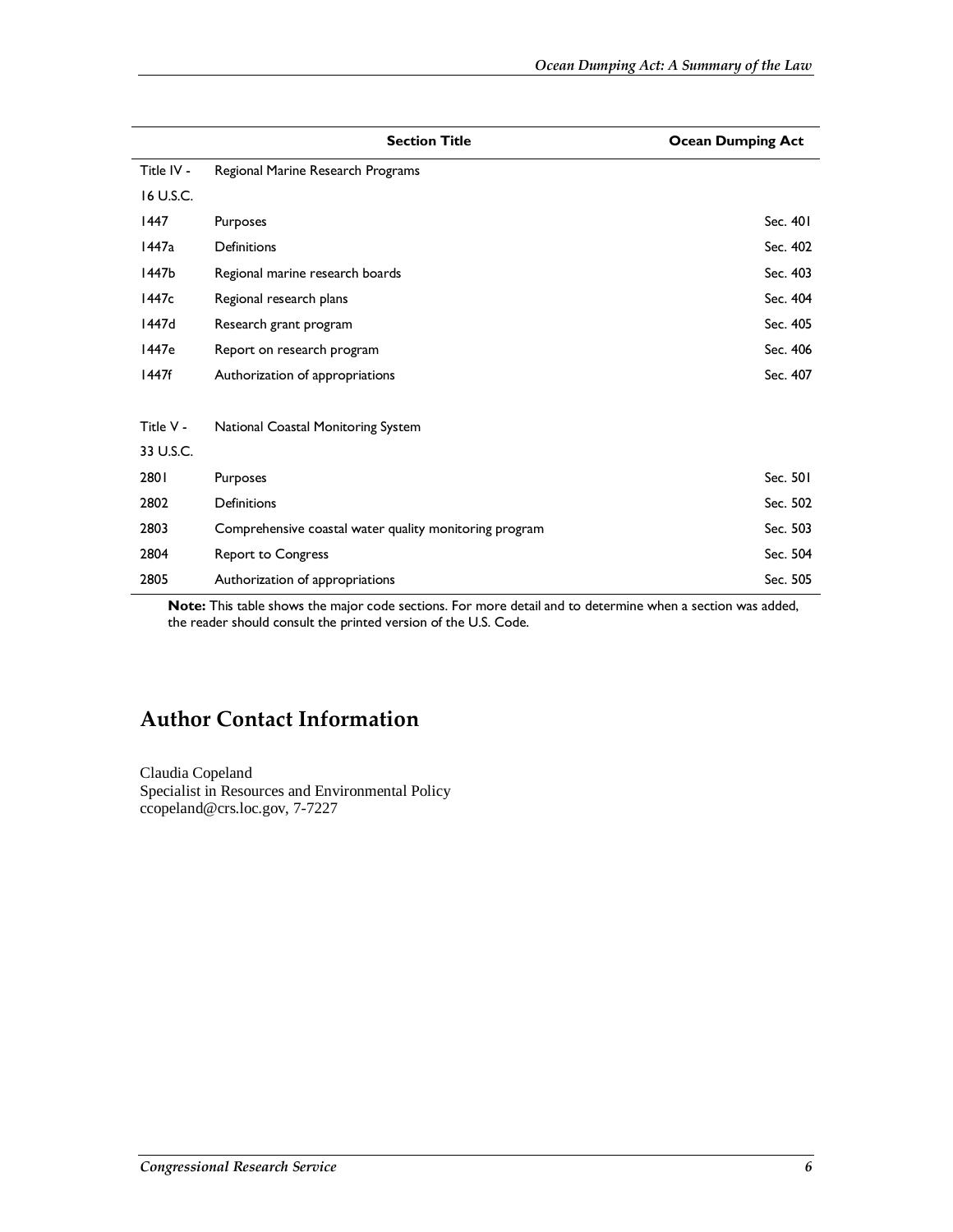| | Section Title | Ocean Dumping Act |
|---|---|---|
| Title IV - | Regional Marine Research Programs | |
| 16 U.S.C. | | |
| 1447 | Purposes | Sec. 401 |
| 1447a | Definitions | Sec. 402 |
| 1447b | Regional marine research boards | Sec. 403 |
| 1447c | Regional research plans | Sec. 404 |
| 1447d | Research grant program | Sec. 405 |
| 1447e | Report on research program | Sec. 406 |
| 1447f | Authorization of appropriations | Sec. 407 |
| | | |
| Title V - | National Coastal Monitoring System | |
| 33 U.S.C. | | |
| 2801 | Purposes | Sec. 501 |
| 2802 | Definitions | Sec. 502 |
| 2803 | Comprehensive coastal water quality monitoring program | Sec. 503 |
| 2804 | Report to Congress | Sec. 504 |
| 2805 | Authorization of appropriations | Sec. 505 |

**Note:** This table shows the major code sections. For more detail and to determine when a section was added, the reader should consult the printed version of the U.S. Code.

## Author Contact Information

Claudia Copeland
Specialist in Resources and Environmental Policy
ccopeland@crs.loc.gov, 7-7227